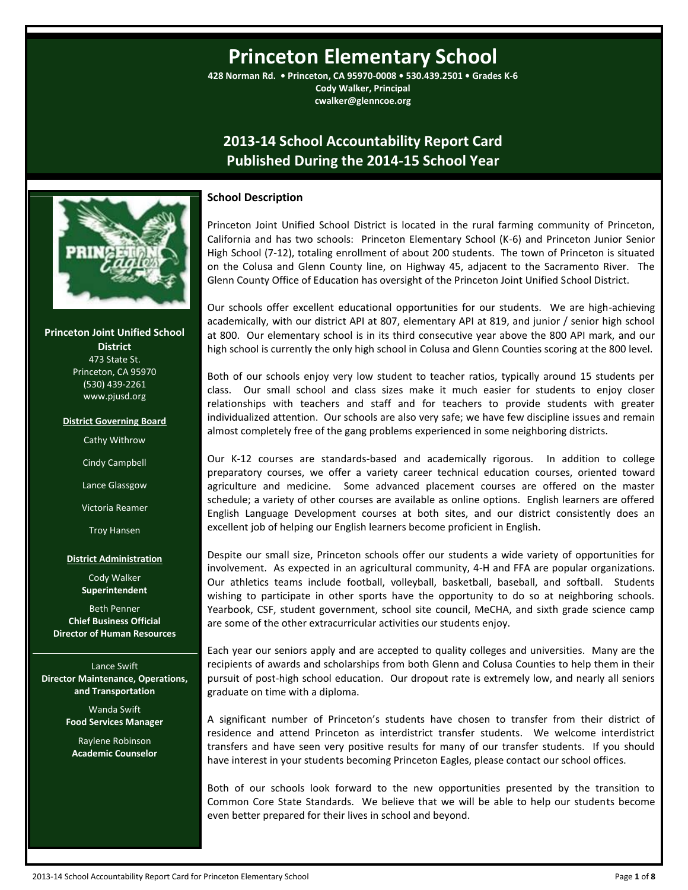# Princeton Elementary School

**428 Norman Rd. • Princeton, CA 95970-0008 • 530.439.2501 • Grades K-6**
**Cody Walker, Principal**
**cwalker@glenncoe.org**

## 2013-14 School Accountability Report Card
## Published During the 2014-15 School Year

**Princeton Joint Unified School District**
473 State St.
Princeton, CA 95970
(530) 439-2261
www.pjusd.org

**District Governing Board**

Cathy Withrow

Cindy Campbell

Lance Glassgow

Victoria Reamer

Troy Hansen

**District Administration**

Cody Walker
**Superintendent**

Beth Penner
**Chief Business Official**
**Director of Human Resources**

Lance Swift
**Director Maintenance, Operations, and Transportation**

Wanda Swift
**Food Services Manager**

Raylene Robinson
**Academic Counselor**

### School Description

Princeton Joint Unified School District is located in the rural farming community of Princeton, California and has two schools: Princeton Elementary School (K-6) and Princeton Junior Senior High School (7-12), totaling enrollment of about 200 students. The town of Princeton is situated on the Colusa and Glenn County line, on Highway 45, adjacent to the Sacramento River. The Glenn County Office of Education has oversight of the Princeton Joint Unified School District.

Our schools offer excellent educational opportunities for our students. We are high-achieving academically, with our district API at 807, elementary API at 819, and junior / senior high school at 800. Our elementary school is in its third consecutive year above the 800 API mark, and our high school is currently the only high school in Colusa and Glenn Counties scoring at the 800 level.

Both of our schools enjoy very low student to teacher ratios, typically around 15 students per class. Our small school and class sizes make it much easier for students to enjoy closer relationships with teachers and staff and for teachers to provide students with greater individualized attention. Our schools are also very safe; we have few discipline issues and remain almost completely free of the gang problems experienced in some neighboring districts.

Our K-12 courses are standards-based and academically rigorous. In addition to college preparatory courses, we offer a variety career technical education courses, oriented toward agriculture and medicine. Some advanced placement courses are offered on the master schedule; a variety of other courses are available as online options. English learners are offered English Language Development courses at both sites, and our district consistently does an excellent job of helping our English learners become proficient in English.

Despite our small size, Princeton schools offer our students a wide variety of opportunities for involvement. As expected in an agricultural community, 4-H and FFA are popular organizations. Our athletics teams include football, volleyball, basketball, baseball, and softball. Students wishing to participate in other sports have the opportunity to do so at neighboring schools. Yearbook, CSF, student government, school site council, MeCHA, and sixth grade science camp are some of the other extracurricular activities our students enjoy.

Each year our seniors apply and are accepted to quality colleges and universities. Many are the recipients of awards and scholarships from both Glenn and Colusa Counties to help them in their pursuit of post-high school education. Our dropout rate is extremely low, and nearly all seniors graduate on time with a diploma.

A significant number of Princeton's students have chosen to transfer from their district of residence and attend Princeton as interdistrict transfer students. We welcome interdistrict transfers and have seen very positive results for many of our transfer students. If you should have interest in your students becoming Princeton Eagles, please contact our school offices.

Both of our schools look forward to the new opportunities presented by the transition to Common Core State Standards. We believe that we will be able to help our students become even better prepared for their lives in school and beyond.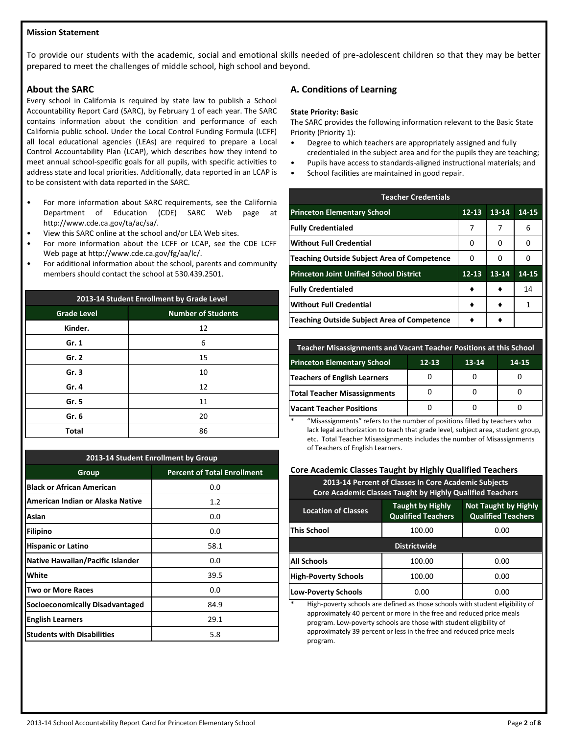**Mission Statement**

To provide our students with the academic, social and emotional skills needed of pre-adolescent children so that they may be better prepared to meet the challenges of middle school, high school and beyond.

## About the SARC

Every school in California is required by state law to publish a School Accountability Report Card (SARC), by February 1 of each year. The SARC contains information about the condition and performance of each California public school. Under the Local Control Funding Formula (LCFF) all local educational agencies (LEAs) are required to prepare a Local Control Accountability Plan (LCAP), which describes how they intend to meet annual school-specific goals for all pupils, with specific activities to address state and local priorities. Additionally, data reported in an LCAP is to be consistent with data reported in the SARC.

- For more information about SARC requirements, see the California Department of Education (CDE) SARC Web page at http://www.cde.ca.gov/ta/ac/sa/.
- View this SARC online at the school and/or LEA Web sites.
- For more information about the LCFF or LCAP, see the CDE LCFF Web page at http://www.cde.ca.gov/fg/aa/lc/.
- For additional information about the school, parents and community members should contact the school at 530.439.2501.

| 2013-14 Student Enrollment by Grade Level | |
|---|---|
| **Grade Level** | **Number of Students** |
| Kinder. | 12 |
| Gr. 1 | 6 |
| Gr. 2 | 15 |
| Gr. 3 | 10 |
| Gr. 4 | 12 |
| Gr. 5 | 11 |
| Gr. 6 | 20 |
| Total | 86 |

| 2013-14 Student Enrollment by Group | |
|---|---|
| **Group** | **Percent of Total Enrollment** |
| Black or African American | 0.0 |
| American Indian or Alaska Native | 1.2 |
| Asian | 0.0 |
| Filipino | 0.0 |
| Hispanic or Latino | 58.1 |
| Native Hawaiian/Pacific Islander | 0.0 |
| White | 39.5 |
| Two or More Races | 0.0 |
| Socioeconomically Disadvantaged | 84.9 |
| English Learners | 29.1 |
| Students with Disabilities | 5.8 |

## A. Conditions of Learning

**State Priority: Basic**

The SARC provides the following information relevant to the Basic State Priority (Priority 1):

- Degree to which teachers are appropriately assigned and fully credentialed in the subject area and for the pupils they are teaching;
- Pupils have access to standards-aligned instructional materials; and
- School facilities are maintained in good repair.

| Teacher Credentials | | | |
|---|---|---|---|
| **Princeton Elementary School** | **12-13** | **13-14** | **14-15** |
| Fully Credentialed | 7 | 7 | 6 |
| Without Full Credential | 0 | 0 | 0 |
| Teaching Outside Subject Area of Competence | 0 | 0 | 0 |
| **Princeton Joint Unified School District** | **12-13** | **13-14** | **14-15** |
| Fully Credentialed | ♦ | ♦ | 14 |
| Without Full Credential | ♦ | ♦ | 1 |
| Teaching Outside Subject Area of Competence | ♦ | ♦ | |

| Teacher Misassignments and Vacant Teacher Positions at this School | | | |
|---|---|---|---|
| **Princeton Elementary School** | **12-13** | **13-14** | **14-15** |
| Teachers of English Learners | 0 | 0 | 0 |
| Total Teacher Misassignments | 0 | 0 | 0 |
| Vacant Teacher Positions | 0 | 0 | 0 |

\* "Misassignments" refers to the number of positions filled by teachers who lack legal authorization to teach that grade level, subject area, student group, etc. Total Teacher Misassignments includes the number of Misassignments of Teachers of English Learners.

### Core Academic Classes Taught by Highly Qualified Teachers

| 2013-14 Percent of Classes In Core Academic Subjects Core Academic Classes Taught by Highly Qualified Teachers | | |
|---|---|---|
| **Location of Classes** | **Taught by Highly Qualified Teachers** | **Not Taught by Highly Qualified Teachers** |
| This School | 100.00 | 0.00 |
| **Districtwide** | | |
| All Schools | 100.00 | 0.00 |
| High-Poverty Schools | 100.00 | 0.00 |
| Low-Poverty Schools | 0.00 | 0.00 |

\* High-poverty schools are defined as those schools with student eligibility of approximately 40 percent or more in the free and reduced price meals program. Low-poverty schools are those with student eligibility of approximately 39 percent or less in the free and reduced price meals program.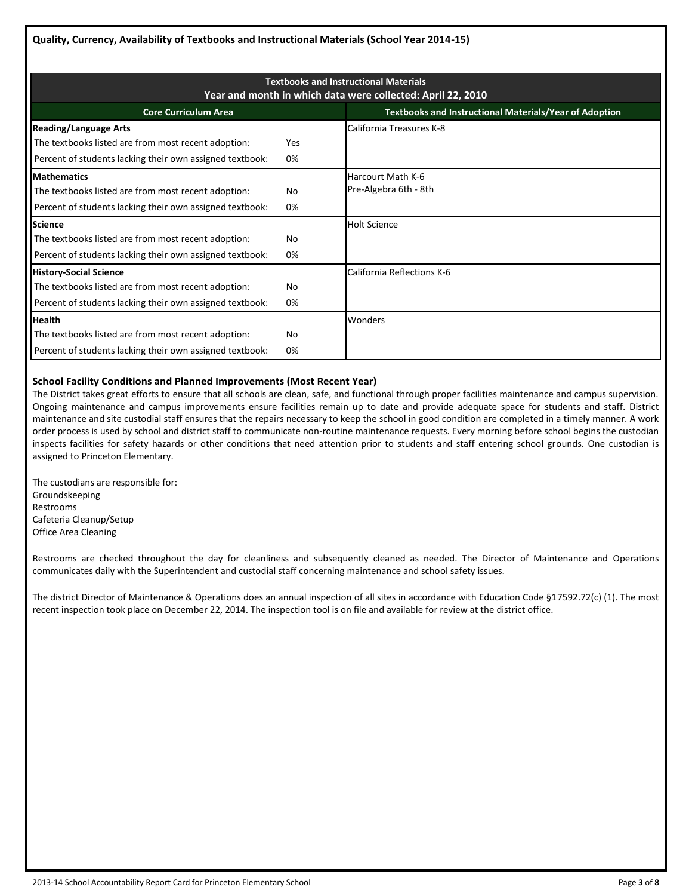### Quality, Currency, Availability of Textbooks and Instructional Materials (School Year 2014-15)

| Textbooks and Instructional Materials<br>Year and month in which data were collected: April 22, 2010 | | |
|---|---|---|
| **Core Curriculum Area** | | **Textbooks and Instructional Materials/Year of Adoption** |
| **Reading/Language Arts** | | California Treasures K-8 |
| The textbooks listed are from most recent adoption: | Yes | |
| Percent of students lacking their own assigned textbook: | 0% | |
| **Mathematics** | | Harcourt Math K-6<br>Pre-Algebra 6th - 8th |
| The textbooks listed are from most recent adoption: | No | |
| Percent of students lacking their own assigned textbook: | 0% | |
| **Science** | | Holt Science |
| The textbooks listed are from most recent adoption: | No | |
| Percent of students lacking their own assigned textbook: | 0% | |
| **History-Social Science** | | California Reflections K-6 |
| The textbooks listed are from most recent adoption: | No | |
| Percent of students lacking their own assigned textbook: | 0% | |
| **Health** | | Wonders |
| The textbooks listed are from most recent adoption: | No | |
| Percent of students lacking their own assigned textbook: | 0% | |

### School Facility Conditions and Planned Improvements (Most Recent Year)

The District takes great efforts to ensure that all schools are clean, safe, and functional through proper facilities maintenance and campus supervision. Ongoing maintenance and campus improvements ensure facilities remain up to date and provide adequate space for students and staff. District maintenance and site custodial staff ensures that the repairs necessary to keep the school in good condition are completed in a timely manner. A work order process is used by school and district staff to communicate non-routine maintenance requests. Every morning before school begins the custodian inspects facilities for safety hazards or other conditions that need attention prior to students and staff entering school grounds. One custodian is assigned to Princeton Elementary.

The custodians are responsible for:
Groundskeeping
Restrooms
Cafeteria Cleanup/Setup
Office Area Cleaning

Restrooms are checked throughout the day for cleanliness and subsequently cleaned as needed. The Director of Maintenance and Operations communicates daily with the Superintendent and custodial staff concerning maintenance and school safety issues.

The district Director of Maintenance & Operations does an annual inspection of all sites in accordance with Education Code §17592.72(c) (1). The most recent inspection took place on December 22, 2014. The inspection tool is on file and available for review at the district office.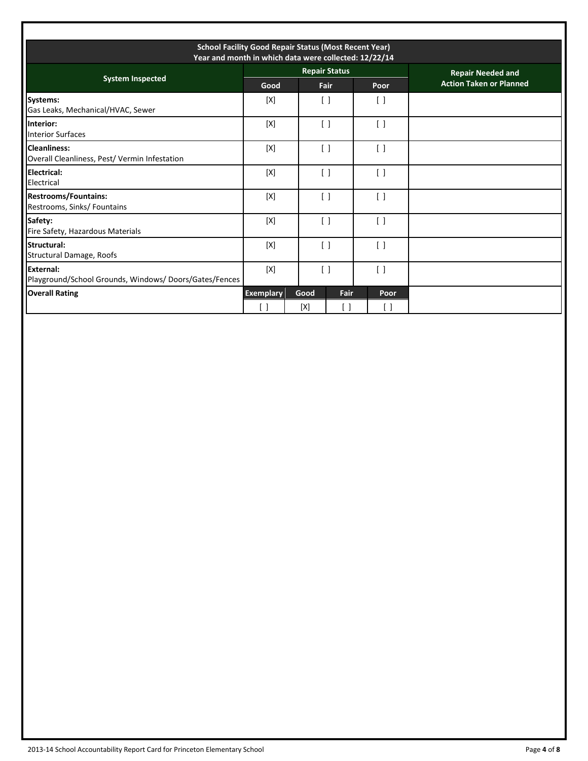| School Facility Good Repair Status (Most Recent Year)<br>Year and month in which data were collected: 12/22/14 | | | | |
|---|---|---|---|---|
| **System Inspected** | **Repair Status** | | | **Repair Needed and Action Taken or Planned** |
| | **Good** | **Fair** | **Poor** | |
| **Systems:**<br>Gas Leaks, Mechanical/HVAC, Sewer | [X] | [ ] | [ ] | |
| **Interior:**<br>Interior Surfaces | [X] | [ ] | [ ] | |
| **Cleanliness:**<br>Overall Cleanliness, Pest/ Vermin Infestation | [X] | [ ] | [ ] | |
| **Electrical:**<br>Electrical | [X] | [ ] | [ ] | |
| **Restrooms/Fountains:**<br>Restrooms, Sinks/ Fountains | [X] | [ ] | [ ] | |
| **Safety:**<br>Fire Safety, Hazardous Materials | [X] | [ ] | [ ] | |
| **Structural:**<br>Structural Damage, Roofs | [X] | [ ] | [ ] | |
| **External:**<br>Playground/School Grounds, Windows/ Doors/Gates/Fences | [X] | [ ] | [ ] | |

| **Overall Rating** | **Exemplary** | **Good** | **Fair** | **Poor** | |
|---|---|---|---|---|---|
| | [ ] | [X] | [ ] | [ ] | |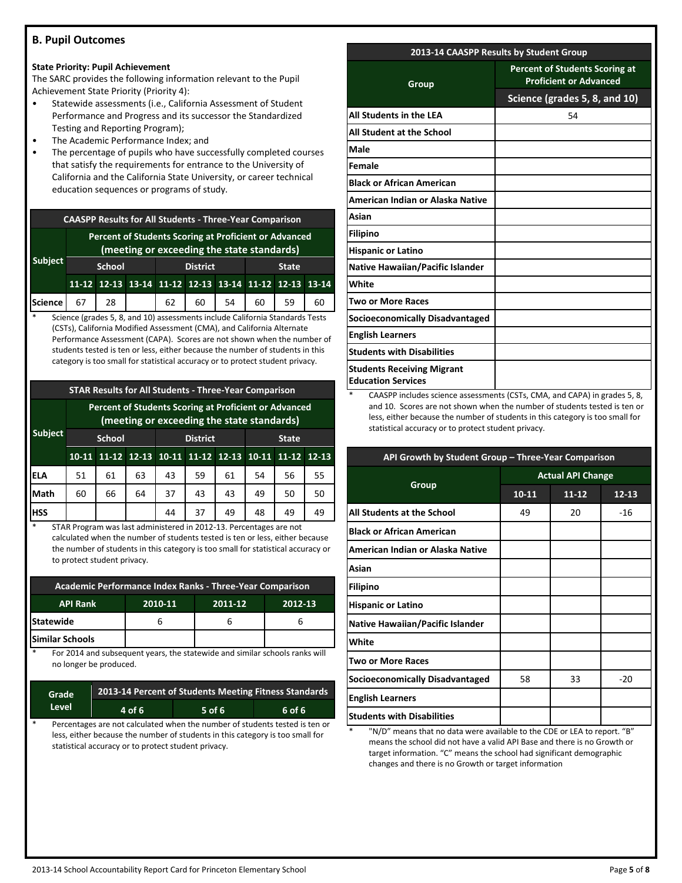## B. Pupil Outcomes

**State Priority: Pupil Achievement**

The SARC provides the following information relevant to the Pupil Achievement State Priority (Priority 4):

- Statewide assessments (i.e., California Assessment of Student Performance and Progress and its successor the Standardized Testing and Reporting Program);
- The Academic Performance Index; and
- The percentage of pupils who have successfully completed courses that satisfy the requirements for entrance to the University of California and the California State University, or career technical education sequences or programs of study.

| CAASPP Results for All Students - Three-Year Comparison | | | | | | | | | |
|---|---|---|---|---|---|---|---|---|---|
| Subject | Percent of Students Scoring at Proficient or Advanced (meeting or exceeding the state standards) | | | | | | | | |
| | School | | | District | | | State | | |
| | 11-12 | 12-13 | 13-14 | 11-12 | 12-13 | 13-14 | 11-12 | 12-13 | 13-14 |
| Science | 67 | 28 | | 62 | 60 | 54 | 60 | 59 | 60 |

\* Science (grades 5, 8, and 10) assessments include California Standards Tests (CSTs), California Modified Assessment (CMA), and California Alternate Performance Assessment (CAPA). Scores are not shown when the number of students tested is ten or less, either because the number of students in this category is too small for statistical accuracy or to protect student privacy.

| STAR Results for All Students - Three-Year Comparison | | | | | | | | | |
|---|---|---|---|---|---|---|---|---|---|
| Subject | Percent of Students Scoring at Proficient or Advanced (meeting or exceeding the state standards) | | | | | | | | |
| | School | | | District | | | State | | |
| | 10-11 | 11-12 | 12-13 | 10-11 | 11-12 | 12-13 | 10-11 | 11-12 | 12-13 |
| ELA | 51 | 61 | 63 | 43 | 59 | 61 | 54 | 56 | 55 |
| Math | 60 | 66 | 64 | 37 | 43 | 43 | 49 | 50 | 50 |
| HSS | | | | 44 | 37 | 49 | 48 | 49 | 49 |

\* STAR Program was last administered in 2012-13. Percentages are not calculated when the number of students tested is ten or less, either because the number of students in this category is too small for statistical accuracy or to protect student privacy.

| Academic Performance Index Ranks - Three-Year Comparison | | | |
|---|---|---|---|
| API Rank | 2010-11 | 2011-12 | 2012-13 |
| Statewide | 6 | 6 | 6 |
| Similar Schools | | | |

\* For 2014 and subsequent years, the statewide and similar schools ranks will no longer be produced.

| Grade Level | 2013-14 Percent of Students Meeting Fitness Standards | | |
|---|---|---|---|
| | 4 of 6 | 5 of 6 | 6 of 6 |

\* Percentages are not calculated when the number of students tested is ten or less, either because the number of students in this category is too small for statistical accuracy or to protect student privacy.

| 2013-14 CAASPP Results by Student Group | |
|---|---|
| Group | Percent of Students Scoring at Proficient or Advanced |
| | Science (grades 5, 8, and 10) |
| All Students in the LEA | 54 |
| All Student at the School | |
| Male | |
| Female | |
| Black or African American | |
| American Indian or Alaska Native | |
| Asian | |
| Filipino | |
| Hispanic or Latino | |
| Native Hawaiian/Pacific Islander | |
| White | |
| Two or More Races | |
| Socioeconomically Disadvantaged | |
| English Learners | |
| Students with Disabilities | |
| Students Receiving Migrant Education Services | |

\* CAASPP includes science assessments (CSTs, CMA, and CAPA) in grades 5, 8, and 10. Scores are not shown when the number of students tested is ten or less, either because the number of students in this category is too small for statistical accuracy or to protect student privacy.

| API Growth by Student Group – Three-Year Comparison | | | |
|---|---|---|---|
| Group | Actual API Change | | |
| | 10-11 | 11-12 | 12-13 |
| All Students at the School | 49 | 20 | -16 |
| Black or African American | | | |
| American Indian or Alaska Native | | | |
| Asian | | | |
| Filipino | | | |
| Hispanic or Latino | | | |
| Native Hawaiian/Pacific Islander | | | |
| White | | | |
| Two or More Races | | | |
| Socioeconomically Disadvantaged | 58 | 33 | -20 |
| English Learners | | | |
| Students with Disabilities | | | |

\* "N/D" means that no data were available to the CDE or LEA to report. "B" means the school did not have a valid API Base and there is no Growth or target information. "C" means the school had significant demographic changes and there is no Growth or target information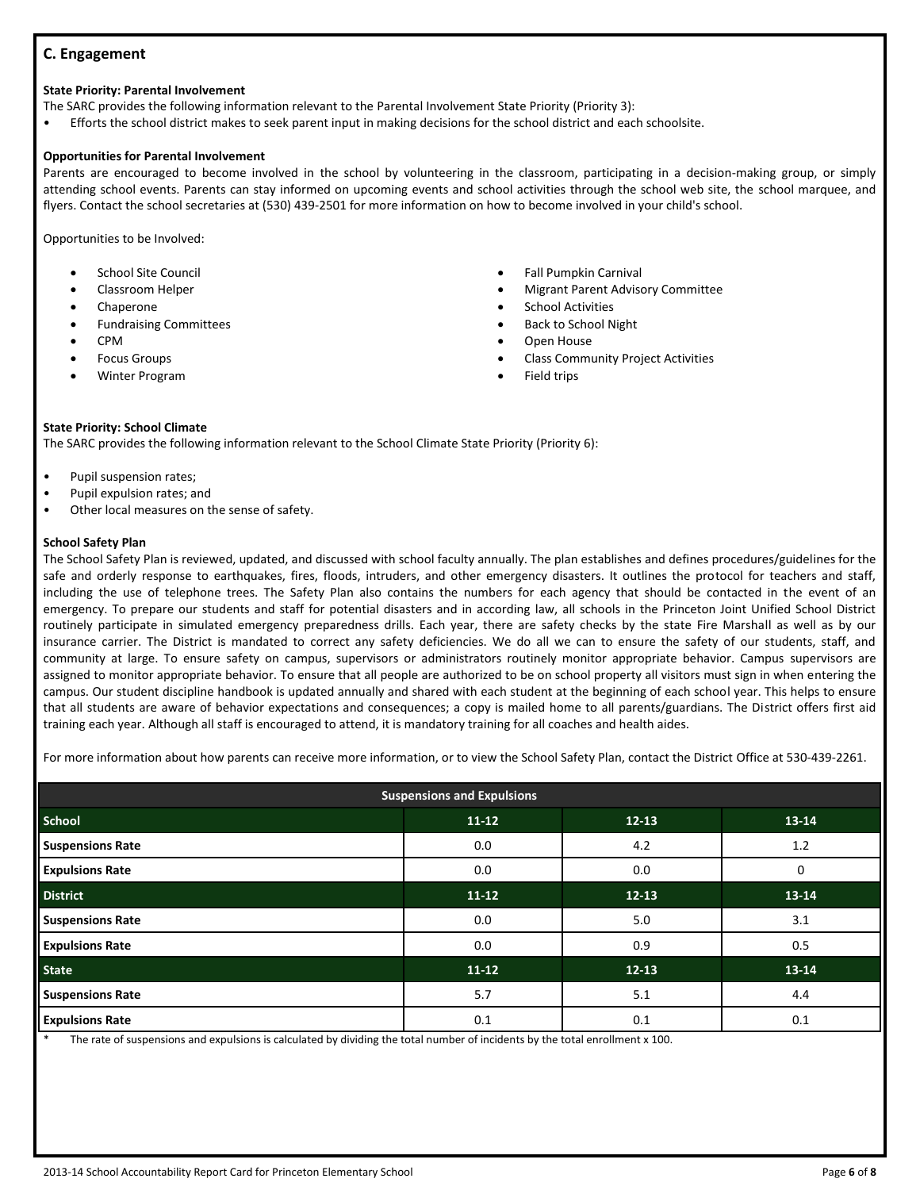## C. Engagement

**State Priority: Parental Involvement**

The SARC provides the following information relevant to the Parental Involvement State Priority (Priority 3):

- Efforts the school district makes to seek parent input in making decisions for the school district and each schoolsite.

**Opportunities for Parental Involvement**

Parents are encouraged to become involved in the school by volunteering in the classroom, participating in a decision-making group, or simply attending school events. Parents can stay informed on upcoming events and school activities through the school web site, the school marquee, and flyers. Contact the school secretaries at (530) 439-2501 for more information on how to become involved in your child's school.

Opportunities to be Involved:

- School Site Council
- Classroom Helper
- Chaperone
- Fundraising Committees
- CPM
- Focus Groups
- Winter Program
- Fall Pumpkin Carnival
- Migrant Parent Advisory Committee
- School Activities
- Back to School Night
- Open House
- Class Community Project Activities
- Field trips

**State Priority: School Climate**

The SARC provides the following information relevant to the School Climate State Priority (Priority 6):

- Pupil suspension rates;
- Pupil expulsion rates; and
- Other local measures on the sense of safety.

**School Safety Plan**

The School Safety Plan is reviewed, updated, and discussed with school faculty annually. The plan establishes and defines procedures/guidelines for the safe and orderly response to earthquakes, fires, floods, intruders, and other emergency disasters. It outlines the protocol for teachers and staff, including the use of telephone trees. The Safety Plan also contains the numbers for each agency that should be contacted in the event of an emergency. To prepare our students and staff for potential disasters and in according law, all schools in the Princeton Joint Unified School District routinely participate in simulated emergency preparedness drills. Each year, there are safety checks by the state Fire Marshall as well as by our insurance carrier. The District is mandated to correct any safety deficiencies. We do all we can to ensure the safety of our students, staff, and community at large. To ensure safety on campus, supervisors or administrators routinely monitor appropriate behavior. Campus supervisors are assigned to monitor appropriate behavior. To ensure that all people are authorized to be on school property all visitors must sign in when entering the campus. Our student discipline handbook is updated annually and shared with each student at the beginning of each school year. This helps to ensure that all students are aware of behavior expectations and consequences; a copy is mailed home to all parents/guardians. The District offers first aid training each year. Although all staff is encouraged to attend, it is mandatory training for all coaches and health aides.

For more information about how parents can receive more information, or to view the School Safety Plan, contact the District Office at 530-439-2261.

| Suspensions and Expulsions | | | |
|---|---|---|---|
| **School** | **11-12** | **12-13** | **13-14** |
| **Suspensions Rate** | 0.0 | 4.2 | 1.2 |
| **Expulsions Rate** | 0.0 | 0.0 | 0 |
| **District** | **11-12** | **12-13** | **13-14** |
| **Suspensions Rate** | 0.0 | 5.0 | 3.1 |
| **Expulsions Rate** | 0.0 | 0.9 | 0.5 |
| **State** | **11-12** | **12-13** | **13-14** |
| **Suspensions Rate** | 5.7 | 5.1 | 4.4 |
| **Expulsions Rate** | 0.1 | 0.1 | 0.1 |

\* The rate of suspensions and expulsions is calculated by dividing the total number of incidents by the total enrollment x 100.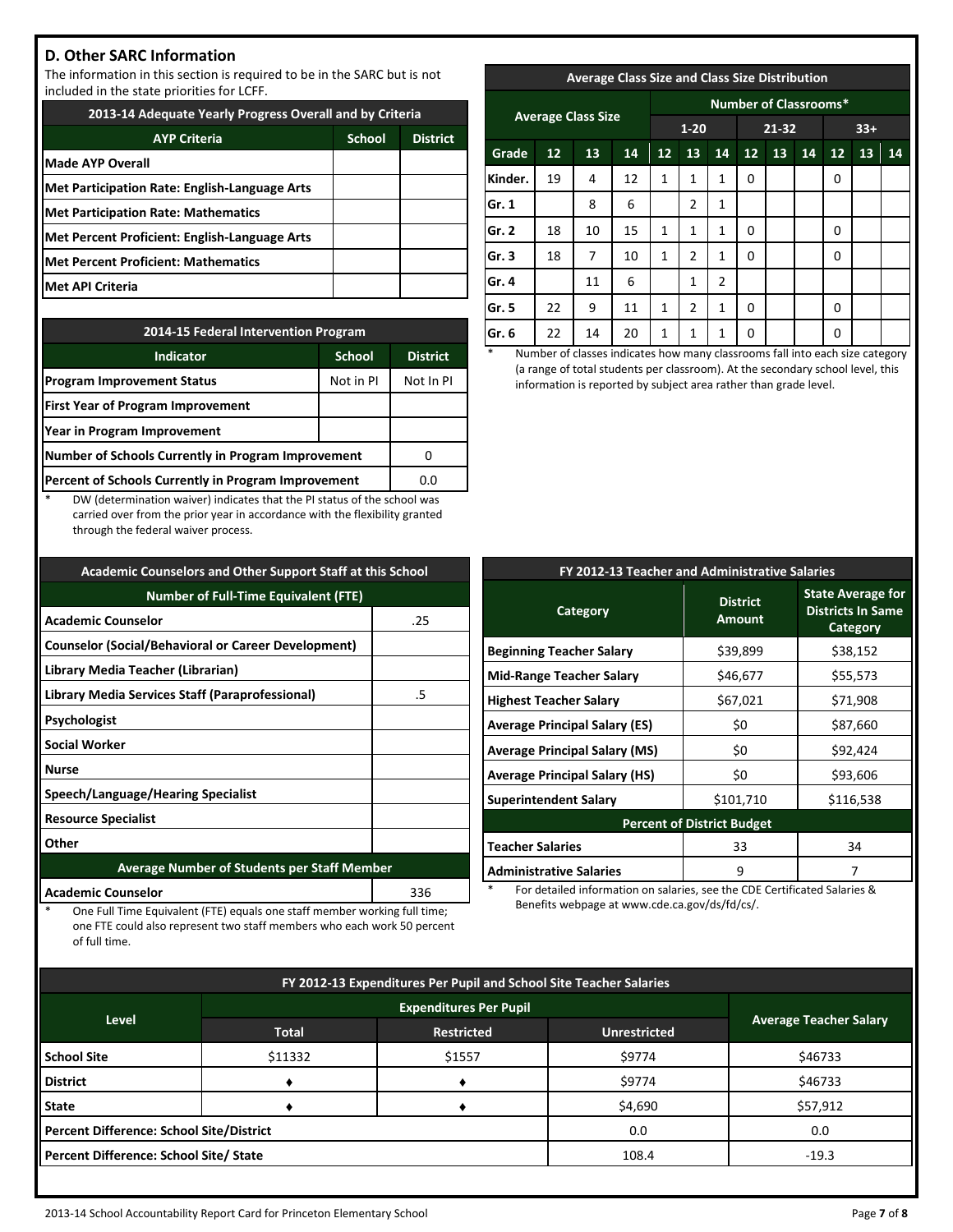## D. Other SARC Information

The information in this section is required to be in the SARC but is not included in the state priorities for LCFF.

| 2013-14 Adequate Yearly Progress Overall and by Criteria | | |
|---|---|---|
| **AYP Criteria** | **School** | **District** |
| Made AYP Overall | | |
| Met Participation Rate: English-Language Arts | | |
| Met Participation Rate: Mathematics | | |
| Met Percent Proficient: English-Language Arts | | |
| Met Percent Proficient: Mathematics | | |
| Met API Criteria | | |

| 2014-15 Federal Intervention Program | | |
|---|---|---|
| **Indicator** | **School** | **District** |
| Program Improvement Status | Not in PI | Not In PI |
| First Year of Program Improvement | | |
| Year in Program Improvement | | |
| Number of Schools Currently in Program Improvement | | 0 |
| Percent of Schools Currently in Program Improvement | | 0.0 |

\* DW (determination waiver) indicates that the PI status of the school was carried over from the prior year in accordance with the flexibility granted through the federal waiver process.

| Average Class Size and Class Size Distribution | | | | | | | | | | | | |
|---|---|---|---|---|---|---|---|---|---|---|---|---|
| | Average Class Size | | | Number of Classrooms* | | | | | | | | |
| | | | | 1-20 | | | 21-32 | | | 33+ | | |
| **Grade** | **12** | **13** | **14** | **12** | **13** | **14** | **12** | **13** | **14** | **12** | **13** | **14** |
| Kinder. | 19 | 4 | 12 | 1 | 1 | 1 | 0 | | | 0 | | |
| Gr. 1 | | 8 | 6 | | 2 | 1 | | | | | | |
| Gr. 2 | 18 | 10 | 15 | 1 | 1 | 1 | 0 | | | 0 | | |
| Gr. 3 | 18 | 7 | 10 | 1 | 2 | 1 | 0 | | | 0 | | |
| Gr. 4 | | 11 | 6 | | 1 | 2 | | | | | | |
| Gr. 5 | 22 | 9 | 11 | 1 | 2 | 1 | 0 | | | 0 | | |
| Gr. 6 | 22 | 14 | 20 | 1 | 1 | 1 | 0 | | | 0 | | |

\* Number of classes indicates how many classrooms fall into each size category (a range of total students per classroom). At the secondary school level, this information is reported by subject area rather than grade level.

| Academic Counselors and Other Support Staff at this School | |
|---|---|
| **Number of Full-Time Equivalent (FTE)** | |
| Academic Counselor | .25 |
| Counselor (Social/Behavioral or Career Development) | |
| Library Media Teacher (Librarian) | |
| Library Media Services Staff (Paraprofessional) | .5 |
| Psychologist | |
| Social Worker | |
| Nurse | |
| Speech/Language/Hearing Specialist | |
| Resource Specialist | |
| Other | |
| **Average Number of Students per Staff Member** | |
| Academic Counselor | 336 |

\* One Full Time Equivalent (FTE) equals one staff member working full time; one FTE could also represent two staff members who each work 50 percent of full time.

| FY 2012-13 Teacher and Administrative Salaries | | |
|---|---|---|
| **Category** | **District Amount** | **State Average for Districts In Same Category** |
| Beginning Teacher Salary | $39,899 | $38,152 |
| Mid-Range Teacher Salary | $46,677 | $55,573 |
| Highest Teacher Salary | $67,021 | $71,908 |
| Average Principal Salary (ES) | $0 | $87,660 |
| Average Principal Salary (MS) | $0 | $92,424 |
| Average Principal Salary (HS) | $0 | $93,606 |
| Superintendent Salary | $101,710 | $116,538 |
| **Percent of District Budget** | | |
| Teacher Salaries | 33 | 34 |
| Administrative Salaries | 9 | 7 |

\* For detailed information on salaries, see the CDE Certificated Salaries & Benefits webpage at www.cde.ca.gov/ds/fd/cs/.

| FY 2012-13 Expenditures Per Pupil and School Site Teacher Salaries | | | | |
|---|---|---|---|---|
| **Level** | **Expenditures Per Pupil** | | | **Average Teacher Salary** |
| | **Total** | **Restricted** | **Unrestricted** | |
| School Site | $11332 | $1557 | $9774 | $46733 |
| District | ♦ | ♦ | $9774 | $46733 |
| State | ♦ | ♦ | $4,690 | $57,912 |
| Percent Difference: School Site/District | | | 0.0 | 0.0 |
| Percent Difference: School Site/ State | | | 108.4 | -19.3 |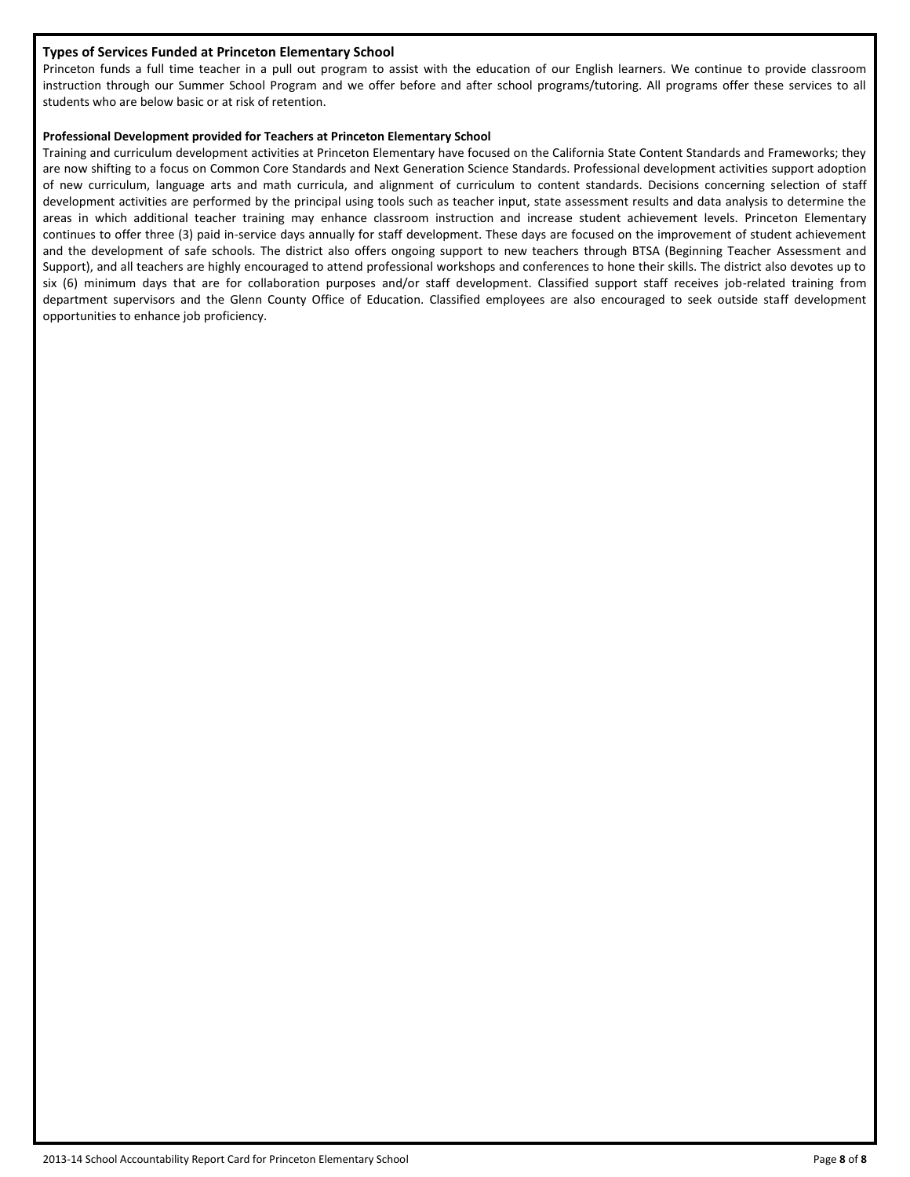**Types of Services Funded at Princeton Elementary School**

Princeton funds a full time teacher in a pull out program to assist with the education of our English learners. We continue to provide classroom instruction through our Summer School Program and we offer before and after school programs/tutoring. All programs offer these services to all students who are below basic or at risk of retention.

**Professional Development provided for Teachers at Princeton Elementary School**

Training and curriculum development activities at Princeton Elementary have focused on the California State Content Standards and Frameworks; they are now shifting to a focus on Common Core Standards and Next Generation Science Standards. Professional development activities support adoption of new curriculum, language arts and math curricula, and alignment of curriculum to content standards. Decisions concerning selection of staff development activities are performed by the principal using tools such as teacher input, state assessment results and data analysis to determine the areas in which additional teacher training may enhance classroom instruction and increase student achievement levels. Princeton Elementary continues to offer three (3) paid in-service days annually for staff development. These days are focused on the improvement of student achievement and the development of safe schools. The district also offers ongoing support to new teachers through BTSA (Beginning Teacher Assessment and Support), and all teachers are highly encouraged to attend professional workshops and conferences to hone their skills. The district also devotes up to six (6) minimum days that are for collaboration purposes and/or staff development. Classified support staff receives job-related training from department supervisors and the Glenn County Office of Education. Classified employees are also encouraged to seek outside staff development opportunities to enhance job proficiency.